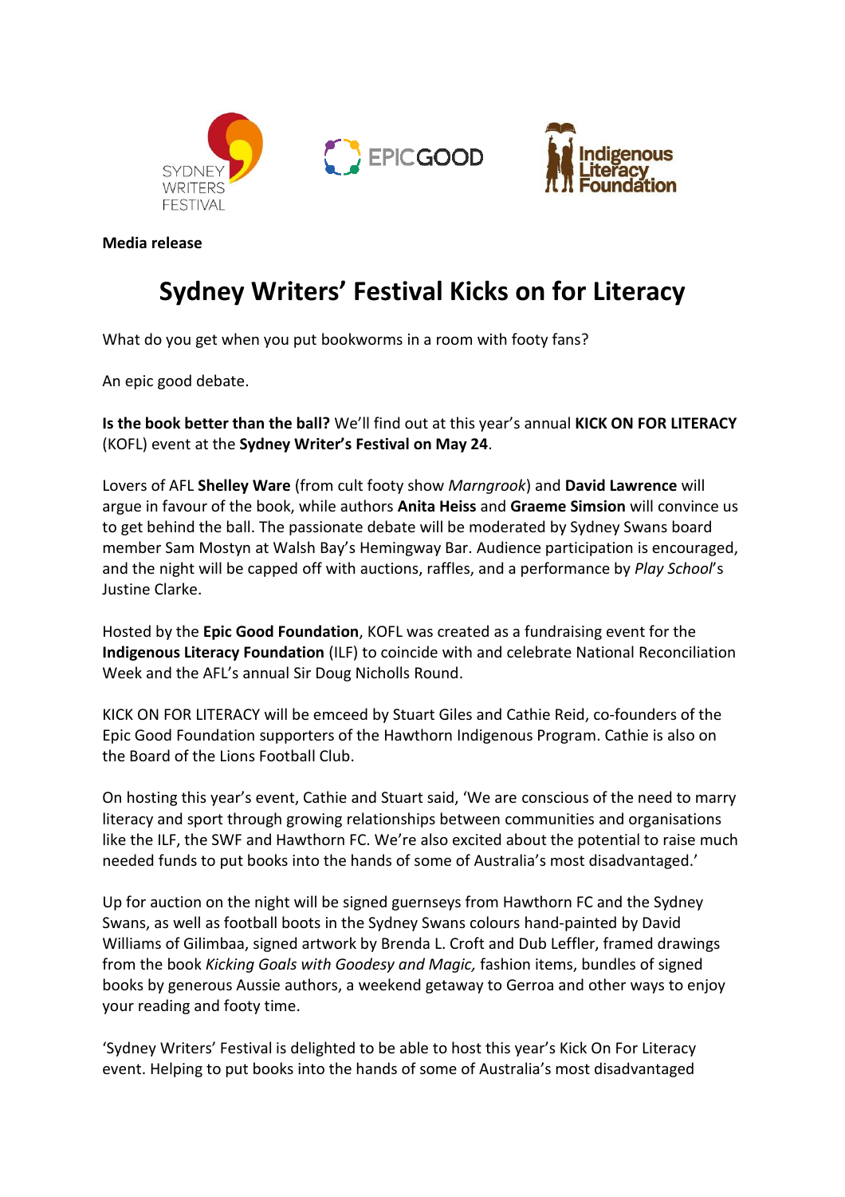**Media release**

# Sydney Writers' Festival Kicks on for Literacy

What do you get when you put bookworms in a room with footy fans?

An epic good debate.

**Is the book better than the ball?** We'll find out at this year's annual **KICK ON FOR LITERACY** (KOFL) event at the **Sydney Writer's Festival on May 24**.

Lovers of AFL **Shelley Ware** (from cult footy show *Marngrook*) and **David Lawrence** will argue in favour of the book, while authors **Anita Heiss** and **Graeme Simsion** will convince us to get behind the ball. The passionate debate will be moderated by Sydney Swans board member Sam Mostyn at Walsh Bay's Hemingway Bar. Audience participation is encouraged, and the night will be capped off with auctions, raffles, and a performance by *Play School*'s Justine Clarke.

Hosted by the **Epic Good Foundation**, KOFL was created as a fundraising event for the **Indigenous Literacy Foundation** (ILF) to coincide with and celebrate National Reconciliation Week and the AFL's annual Sir Doug Nicholls Round.

KICK ON FOR LITERACY will be emceed by Stuart Giles and Cathie Reid, co-founders of the Epic Good Foundation supporters of the Hawthorn Indigenous Program. Cathie is also on the Board of the Lions Football Club.

On hosting this year's event, Cathie and Stuart said, 'We are conscious of the need to marry literacy and sport through growing relationships between communities and organisations like the ILF, the SWF and Hawthorn FC. We're also excited about the potential to raise much needed funds to put books into the hands of some of Australia's most disadvantaged.'

Up for auction on the night will be signed guernseys from Hawthorn FC and the Sydney Swans, as well as football boots in the Sydney Swans colours hand-painted by David Williams of Gilimbaa, signed artwork by Brenda L. Croft and Dub Leffler, framed drawings from the book *Kicking Goals with Goodesy and Magic,* fashion items, bundles of signed books by generous Aussie authors, a weekend getaway to Gerroa and other ways to enjoy your reading and footy time.

'Sydney Writers' Festival is delighted to be able to host this year's Kick On For Literacy event. Helping to put books into the hands of some of Australia's most disadvantaged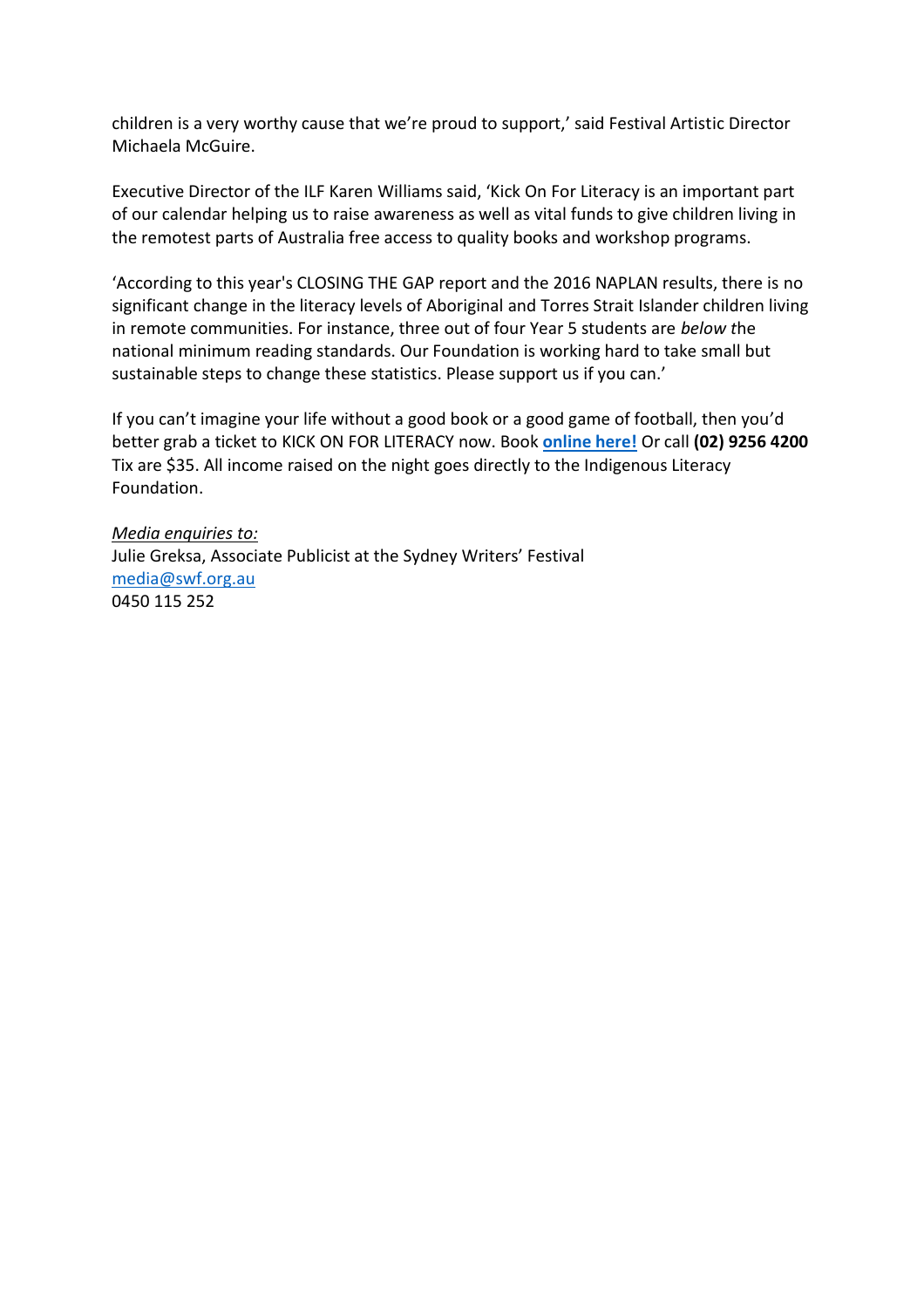children is a very worthy cause that we're proud to support,' said Festival Artistic Director Michaela McGuire.

Executive Director of the ILF Karen Williams said, 'Kick On For Literacy is an important part of our calendar helping us to raise awareness as well as vital funds to give children living in the remotest parts of Australia free access to quality books and workshop programs.

'According to this year's CLOSING THE GAP report and the 2016 NAPLAN results, there is no significant change in the literacy levels of Aboriginal and Torres Strait Islander children living in remote communities. For instance, three out of four Year 5 students are *below t*he national minimum reading standards. Our Foundation is working hard to take small but sustainable steps to change these statistics. Please support us if you can.'

If you can't imagine your life without a good book or a good game of football, then you'd better grab a ticket to KICK ON FOR LITERACY now. Book **online here!** Or call **(02) 9256 4200** Tix are $35. All income raised on the night goes directly to the Indigenous Literacy Foundation.

*Media enquiries to:*
Julie Greksa, Associate Publicist at the Sydney Writers' Festival
media@swf.org.au
0450 115 252